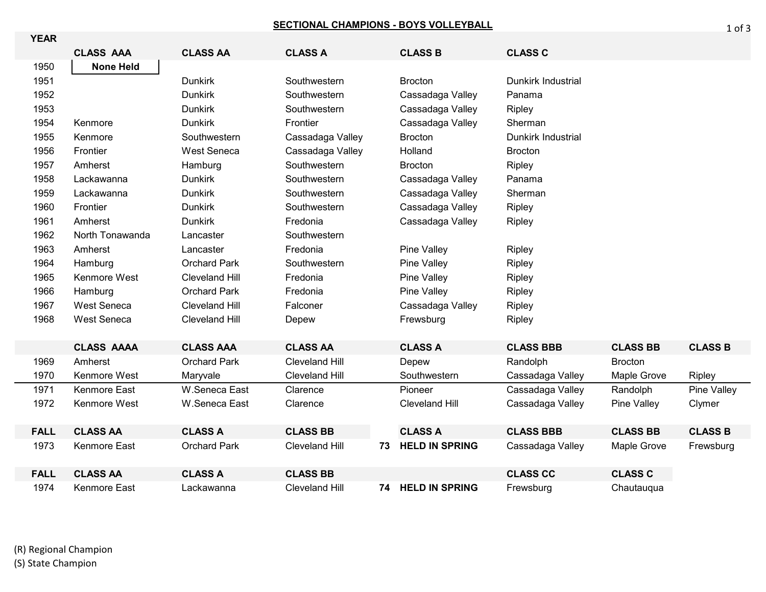## SECTIONAL CHAMPIONS - BOYS VOLLEYBALL

| YEAR | CLASS AAA | CLASS AA | CLASS A | CLASS B | CLASS C |
|---|---|---|---|---|---|
| 1950 | **None Held** | | | | |
| 1951 | | Dunkirk | Southwestern | Brocton | Dunkirk Industrial |
| 1952 | | Dunkirk | Southwestern | Cassadaga Valley | Panama |
| 1953 | | Dunkirk | Southwestern | Cassadaga Valley | Ripley |
| 1954 | Kenmore | Dunkirk | Frontier | Cassadaga Valley | Sherman |
| 1955 | Kenmore | Southwestern | Cassadaga Valley | Brocton | Dunkirk Industrial |
| 1956 | Frontier | West Seneca | Cassadaga Valley | Holland | Brocton |
| 1957 | Amherst | Hamburg | Southwestern | Brocton | Ripley |
| 1958 | Lackawanna | Dunkirk | Southwestern | Cassadaga Valley | Panama |
| 1959 | Lackawanna | Dunkirk | Southwestern | Cassadaga Valley | Sherman |
| 1960 | Frontier | Dunkirk | Southwestern | Cassadaga Valley | Ripley |
| 1961 | Amherst | Dunkirk | Fredonia | Cassadaga Valley | Ripley |
| 1962 | North Tonawanda | Lancaster | Southwestern | | |
| 1963 | Amherst | Lancaster | Fredonia | Pine Valley | Ripley |
| 1964 | Hamburg | Orchard Park | Southwestern | Pine Valley | Ripley |
| 1965 | Kenmore West | Cleveland Hill | Fredonia | Pine Valley | Ripley |
| 1966 | Hamburg | Orchard Park | Fredonia | Pine Valley | Ripley |
| 1967 | West Seneca | Cleveland Hill | Falconer | Cassadaga Valley | Ripley |
| 1968 | West Seneca | Cleveland Hill | Depew | Frewsburg | Ripley |

| | CLASS AAAA | CLASS AAA | CLASS AA | CLASS A | CLASS BBB | CLASS BB | CLASS B |
|---|---|---|---|---|---|---|---|
| 1969 | Amherst | Orchard Park | Cleveland Hill | Depew | Randolph | Brocton | |
| 1970 | Kenmore West | Maryvale | Cleveland Hill | Southwestern | Cassadaga Valley | Maple Grove | Ripley |
| 1971 | Kenmore East | W.Seneca East | Clarence | Pioneer | Cassadaga Valley | Randolph | Pine Valley |
| 1972 | Kenmore West | W.Seneca East | Clarence | Cleveland Hill | Cassadaga Valley | Pine Valley | Clymer |

| FALL | CLASS AA | CLASS A | CLASS BB | | CLASS A | CLASS BBB | CLASS BB | CLASS B |
|---|---|---|---|---|---|---|---|---|
| 1973 | Kenmore East | Orchard Park | Cleveland Hill | **73** | **HELD IN SPRING** | Cassadaga Valley | Maple Grove | Frewsburg |

| FALL | CLASS AA | CLASS A | CLASS BB | | | CLASS CC | CLASS C |
|---|---|---|---|---|---|---|---|
| 1974 | Kenmore East | Lackawanna | Cleveland Hill | **74** | **HELD IN SPRING** | Frewsburg | Chautauqua |

(R) Regional Champion
(S) State Champion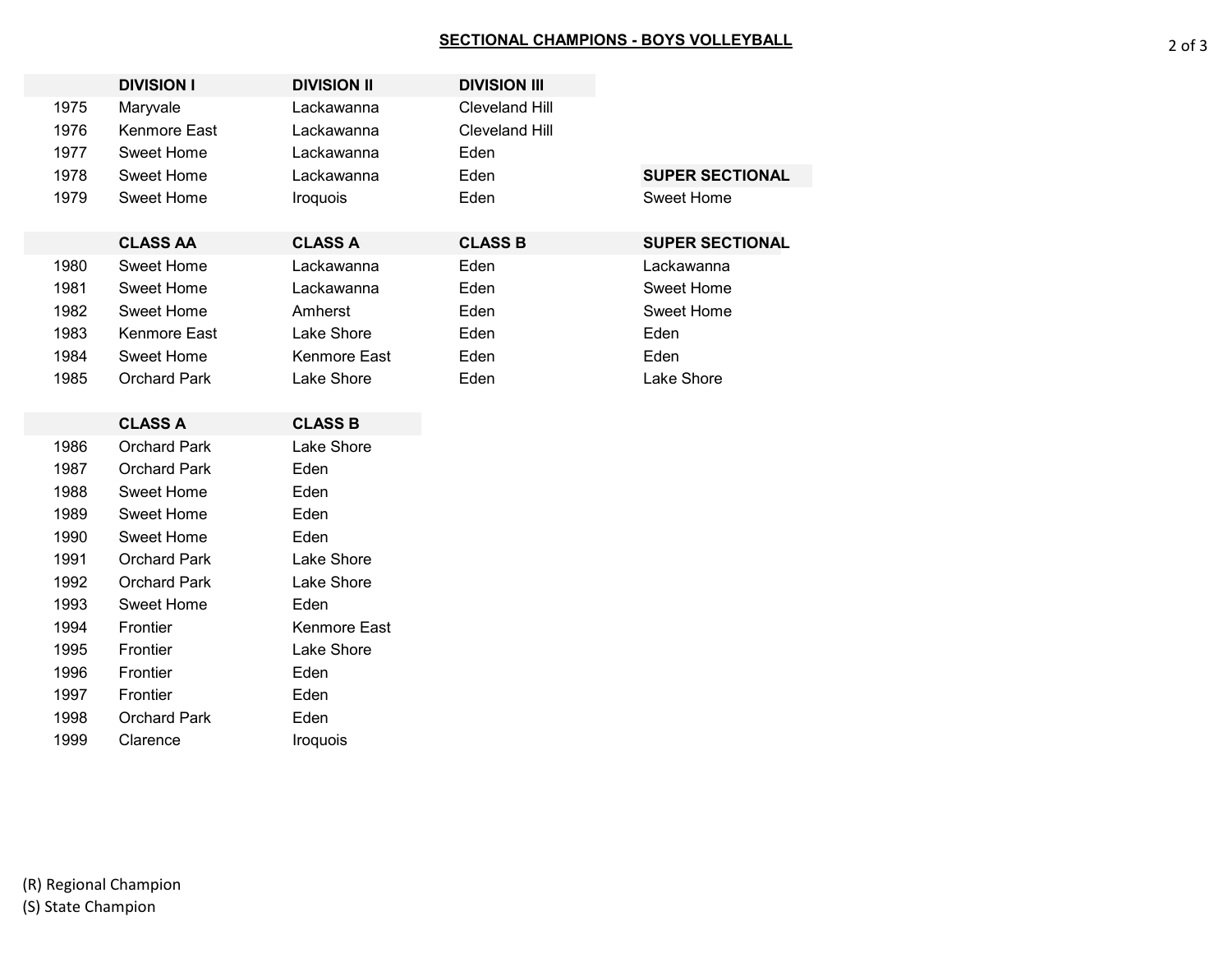## SECTIONAL CHAMPIONS - BOYS VOLLEYBALL

| | DIVISION I | DIVISION II | DIVISION III | SUPER SECTIONAL |
|---|---|---|---|---|
| 1975 | Maryvale | Lackawanna | Cleveland Hill | |
| 1976 | Kenmore East | Lackawanna | Cleveland Hill | |
| 1977 | Sweet Home | Lackawanna | Eden | |
| 1978 | Sweet Home | Lackawanna | Eden | |
| 1979 | Sweet Home | Iroquois | Eden | Sweet Home |

| | CLASS AA | CLASS A | CLASS B | SUPER SECTIONAL |
|---|---|---|---|---|
| 1980 | Sweet Home | Lackawanna | Eden | Lackawanna |
| 1981 | Sweet Home | Lackawanna | Eden | Sweet Home |
| 1982 | Sweet Home | Amherst | Eden | Sweet Home |
| 1983 | Kenmore East | Lake Shore | Eden | Eden |
| 1984 | Sweet Home | Kenmore East | Eden | Eden |
| 1985 | Orchard Park | Lake Shore | Eden | Lake Shore |

| | CLASS A | CLASS B |
|---|---|---|
| 1986 | Orchard Park | Lake Shore |
| 1987 | Orchard Park | Eden |
| 1988 | Sweet Home | Eden |
| 1989 | Sweet Home | Eden |
| 1990 | Sweet Home | Eden |
| 1991 | Orchard Park | Lake Shore |
| 1992 | Orchard Park | Lake Shore |
| 1993 | Sweet Home | Eden |
| 1994 | Frontier | Kenmore East |
| 1995 | Frontier | Lake Shore |
| 1996 | Frontier | Eden |
| 1997 | Frontier | Eden |
| 1998 | Orchard Park | Eden |
| 1999 | Clarence | Iroquois |

(R) Regional Champion
(S) State Champion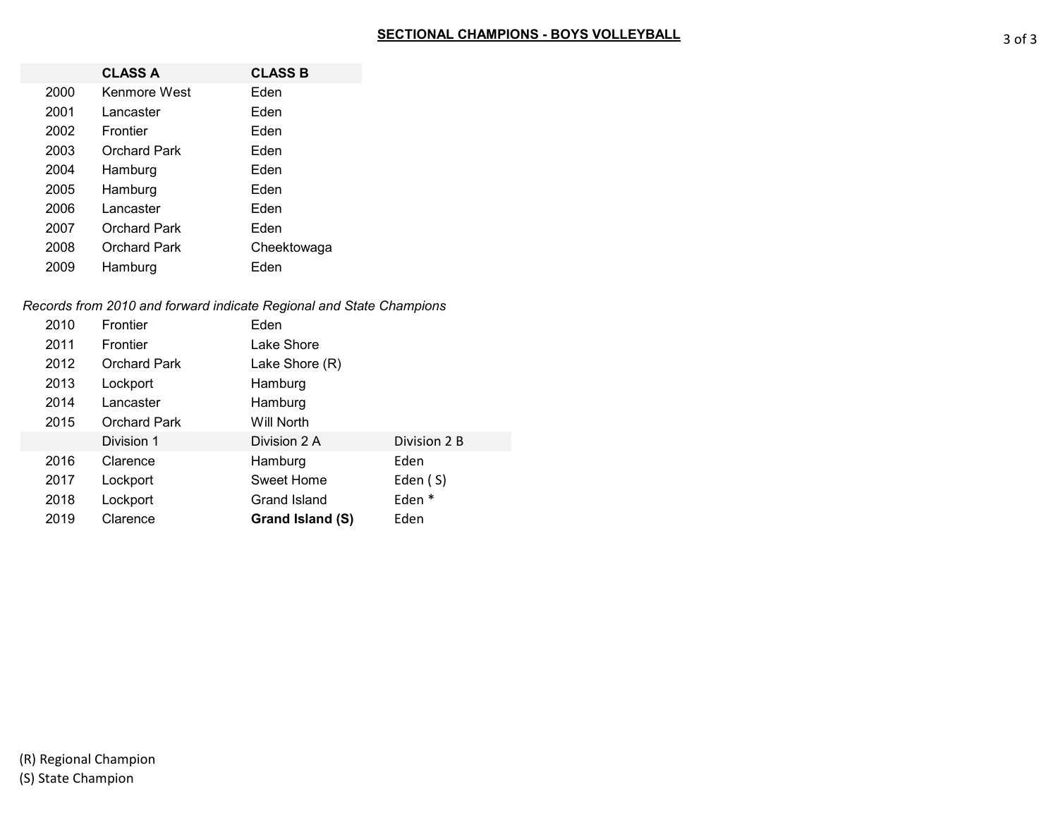## SECTIONAL CHAMPIONS - BOYS VOLLEYBALL

| | CLASS A | CLASS B | |
|---|---|---|---|
| 2000 | Kenmore West | Eden | |
| 2001 | Lancaster | Eden | |
| 2002 | Frontier | Eden | |
| 2003 | Orchard Park | Eden | |
| 2004 | Hamburg | Eden | |
| 2005 | Hamburg | Eden | |
| 2006 | Lancaster | Eden | |
| 2007 | Orchard Park | Eden | |
| 2008 | Orchard Park | Cheektowaga | |
| 2009 | Hamburg | Eden | |
| *Records from 2010 and forward indicate Regional and State Champions* | | | |
| 2010 | Frontier | Eden | |
| 2011 | Frontier | Lake Shore | |
| 2012 | Orchard Park | Lake Shore (R) | |
| 2013 | Lockport | Hamburg | |
| 2014 | Lancaster | Hamburg | |
| 2015 | Orchard Park | Will North | |
| | Division 1 | Division 2 A | Division 2 B |
| 2016 | Clarence | Hamburg | Eden |
| 2017 | Lockport | Sweet Home | Eden ( S) |
| 2018 | Lockport | Grand Island | Eden * |
| 2019 | Clarence | **Grand Island (S)** | Eden |

(R) Regional Champion
(S) State Champion